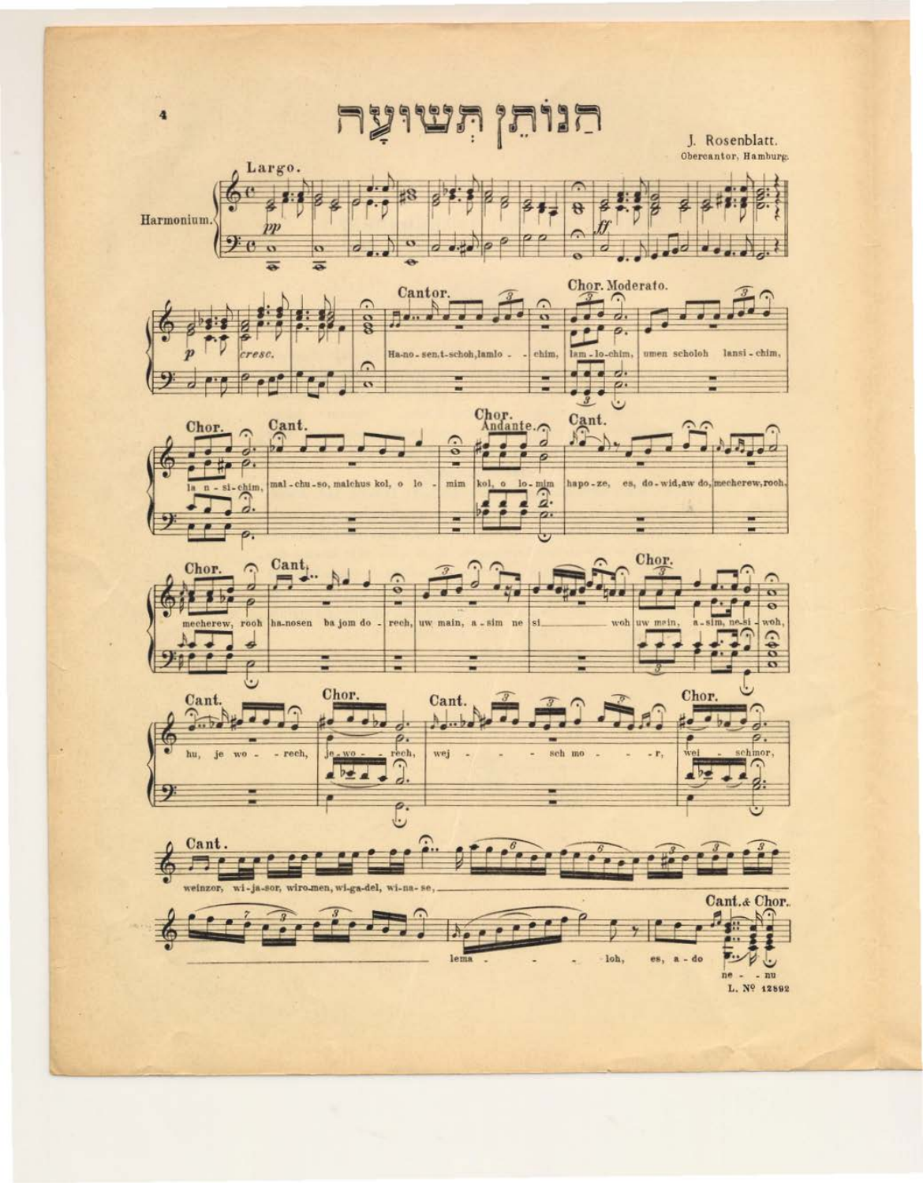# הַנּוֹתֵן תְּשׁוּעָה

J. Rosenblatt.
Obercantor, Hamburg.

Largo.

Harmonium.

Cantor.

Ha-no-sen t-schoh, lamlo - chim,

Chor. Moderato.

lam-lo-chim, umen scholoh lansi-chim,

Chor.

la n - si - chim,

Cant.

mal-chu-so, malchus kol, o lo - mim

Chor. Andante.

kol, o lo-mim

Cant.

hapo-ze, es, do-wid, aw do, mecherew, rooh,

Chor.

mecherew, rooh

Cant.

ha-nosen ba jom do - rech, uw main, a-sim ne si - woh

Chor.

uw main, a-sim, ne-si - woh,

Cant.

hu, je wo - rech,

Chor.

je-wo - rech,

Cant.

wej - sch mo - r,

Chor.

wei - schmor,

Cant.

weinzor, wi-ja-sor, wiro-men, wi-ga-del, wi-na-se, lema - loh, es, a-do

Cant. & Chor.

ne - nu

L. № 12892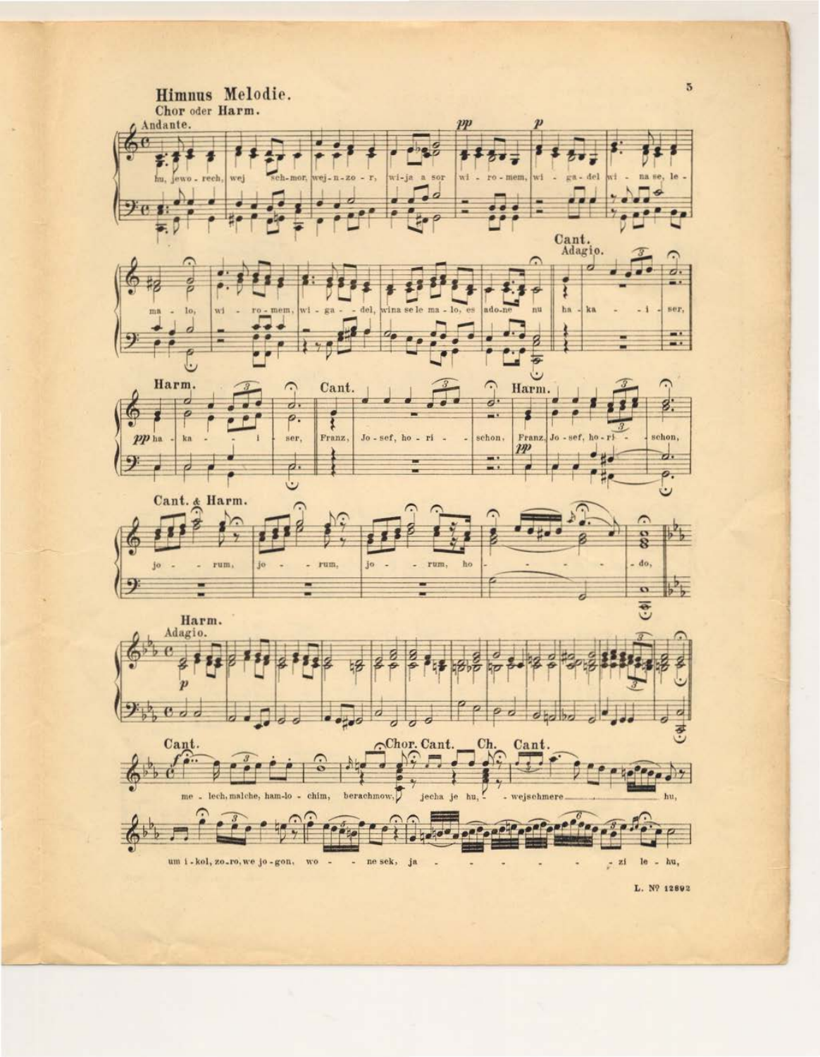## Himnus Melodie.

Chor oder Harm.

Andante.

hu, jewo - rech, wej sch-mor, wej-n-zo - r, wi-ja a sor wi - ro - mem, wi - ga - del wi - na se, le - ma - lo, wi - ro - mem, wi - ga - - del, wina se le ma - lo, es ado-ne nu

Cant. Adagio.

ha - ka - - i - ser,

Harm.

pp ha - ka - - i - ser,

Cant.

Franz, Jo - sef, ho - ri - - schon,

Harm.

Franz, Jo - sef, ho - ri - - schon,

Cant. & Harm.

jo - - rum, jo - - rum, jo - - rum, ho - - - - - - do,

Harm. Adagio.

Cant.

me - lech, malche, ham-lo - chim, berachmow,

Chor. Cant. Ch. Cant.

jecha je hu, - wejschmere - hu,

um i - kol, zo-ro, we jo - gon, wo - - ne sek, ja - - - - - - zi le - hu,

L. Nº 12892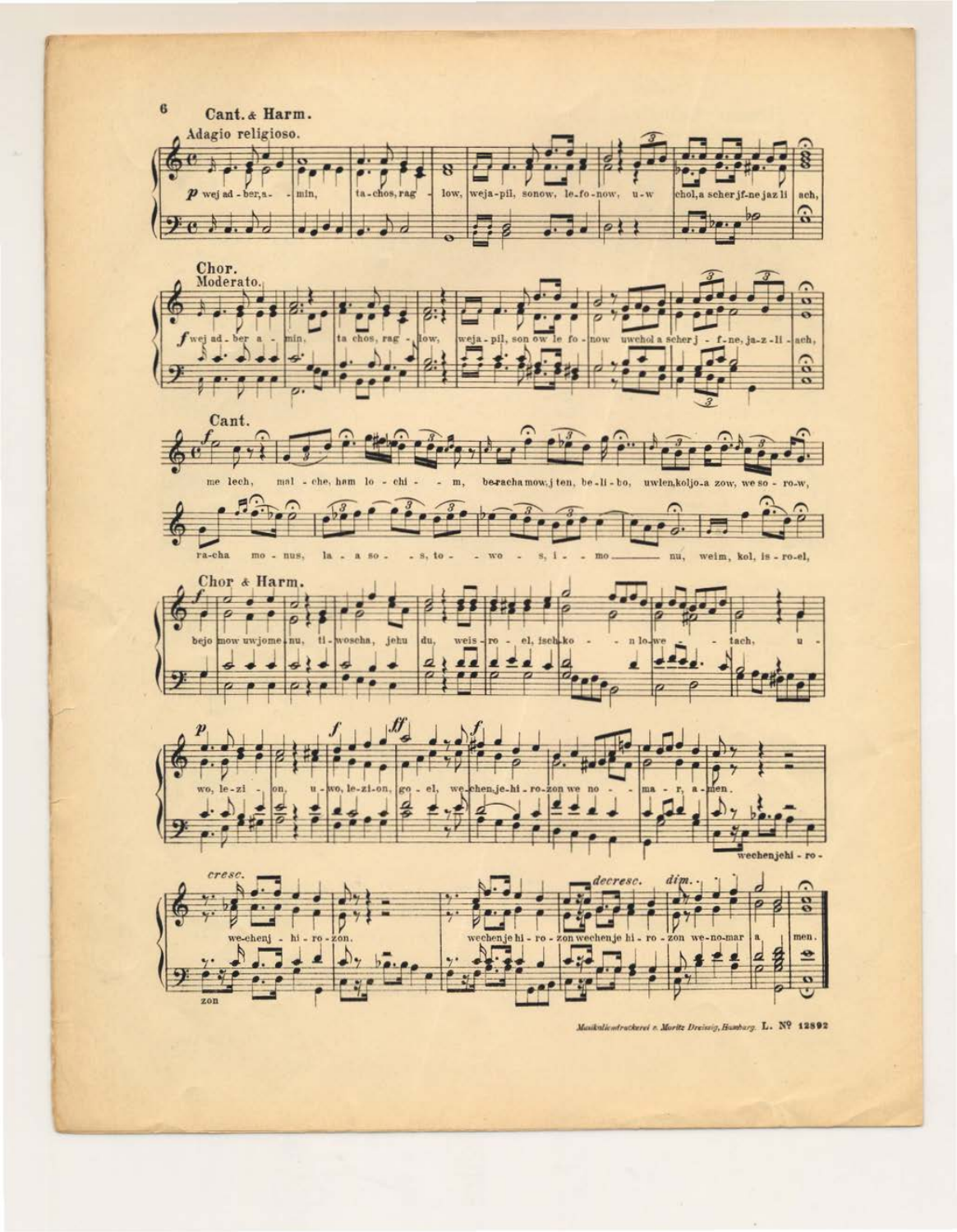**Cant. & Harm.**

*Adagio religioso.*

wej ad - ber, a - min, ta - chos, rag - low, weja - pil, sonow, le - fo - now, u - w chol, a scher jf - ne jaz li ach,

**Chor.**

*Moderato.*

wej ad - ber a - min, ta chos, rag - low, weja - pil, son ow le fo - now uwchol a scher j - f - ne, ja - z - li - ach,

**Cant.**

me lech, mal - che, ham lo - chi - - m, be-rachamow, j ten, be - li - bo, uwlen, koljo - a zow, we so - ro - w, ra - cha mo - nus, la - a so - - s, to - - wo - s, i - mo — nu, weim, kol, is - ro - el,

**Chor & Harm.**

bejo mow uwjome - nu, ti - woscha, jehu du, weis - ro - el, isch - ko - - n lo - we - - tach, u - wo, le - zi - on, u - wo, le - zi - on, go - el, we - chen je - hi - ro - zon we no - - ma - r, a - men.

wechenjehi - ro - zon

*cresc.*

we - chenj - hi - ro - zon. wechenje hi - ro - zon wechenje hi - ro - zon we - no - mar a - men.

*decresc. dim.*

Musikaliendruckerei v. Moritz Dreissig, Hamburg. L. № 12892